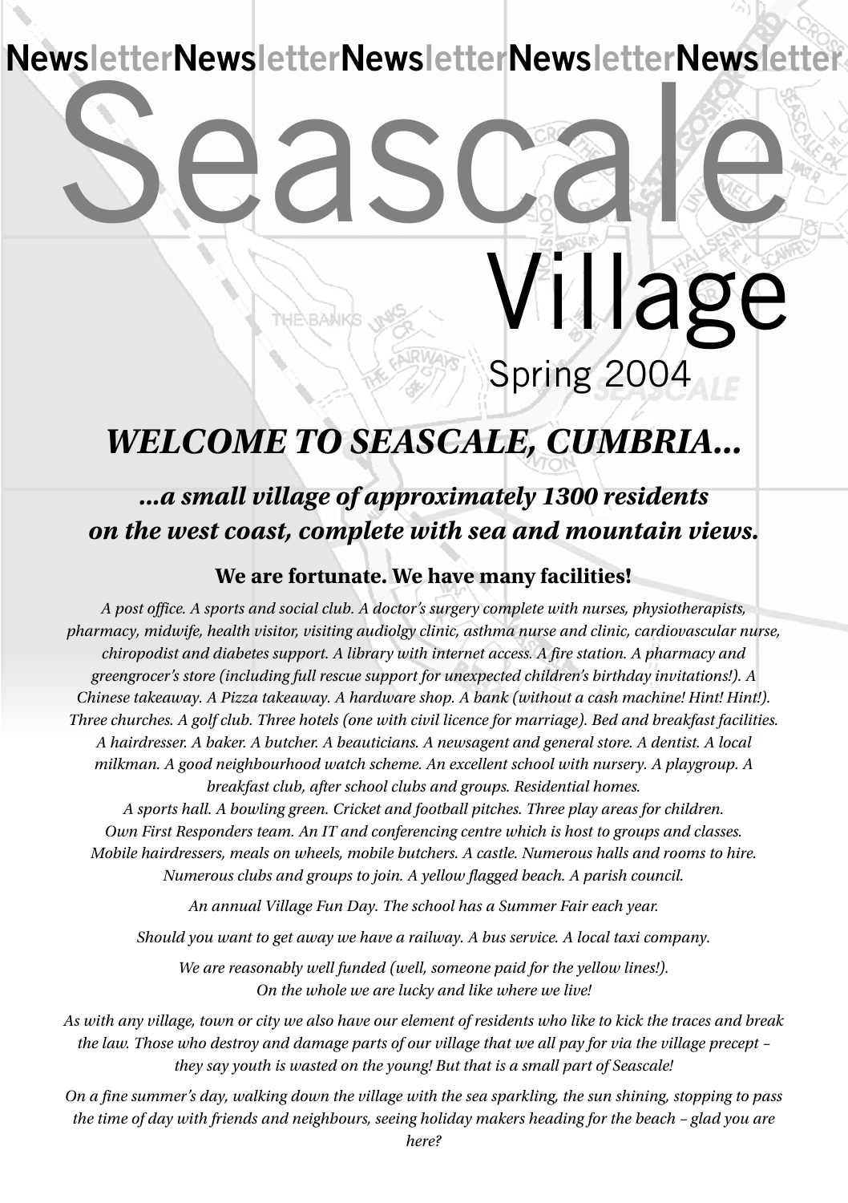NewsletterNewsletterNewsletterNewsletterNewsletter

# Seascale Village

Spring 2004

## *WELCOME TO SEASCALE, CUMBRIA...*

### *...a small village of approximately 1300 residents on the west coast, complete with sea and mountain views.*

**We are fortunate. We have many facilities!**

*A post office. A sports and social club. A doctor's surgery complete with nurses, physiotherapists, pharmacy, midwife, health visitor, visiting audiolgy clinic, asthma nurse and clinic, cardiovascular nurse, chiropodist and diabetes support. A library with internet access. A fire station. A pharmacy and greengrocer's store (including full rescue support for unexpected children's birthday invitations!). A Chinese takeaway. A Pizza takeaway. A hardware shop. A bank (without a cash machine! Hint! Hint!). Three churches. A golf club. Three hotels (one with civil licence for marriage). Bed and breakfast facilities. A hairdresser. A baker. A butcher. A beauticians. A newsagent and general store. A dentist. A local milkman. A good neighbourhood watch scheme. An excellent school with nursery. A playgroup. A breakfast club, after school clubs and groups. Residential homes. A sports hall. A bowling green. Cricket and football pitches. Three play areas for children. Own First Responders team. An IT and conferencing centre which is host to groups and classes. Mobile hairdressers, meals on wheels, mobile butchers. A castle. Numerous halls and rooms to hire. Numerous clubs and groups to join. A yellow flagged beach. A parish council.*

*An annual Village Fun Day. The school has a Summer Fair each year.*

*Should you want to get away we have a railway. A bus service. A local taxi company.*

*We are reasonably well funded (well, someone paid for the yellow lines!). On the whole we are lucky and like where we live!*

*As with any village, town or city we also have our element of residents who like to kick the traces and break the law. Those who destroy and damage parts of our village that we all pay for via the village precept – they say youth is wasted on the young! But that is a small part of Seascale!*

*On a fine summer's day, walking down the village with the sea sparkling, the sun shining, stopping to pass the time of day with friends and neighbours, seeing holiday makers heading for the beach – glad you are here?*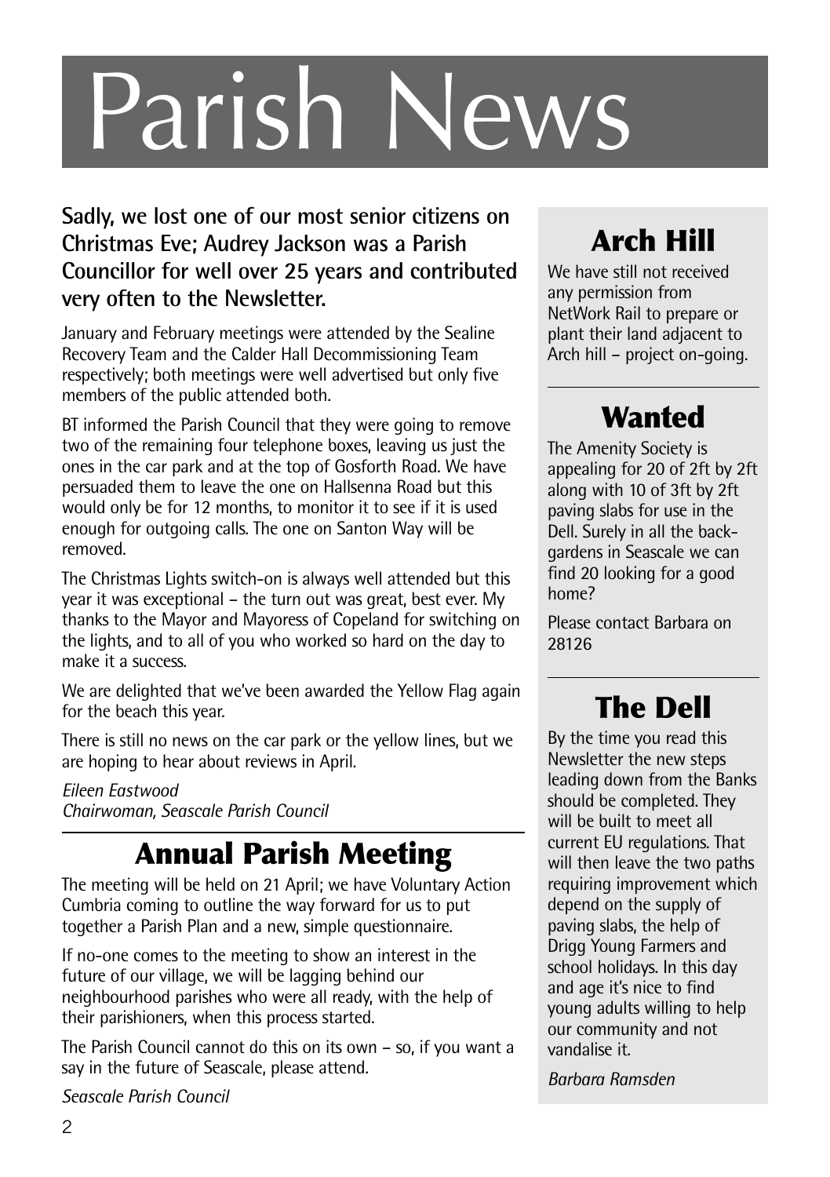# Parish News

**Sadly, we lost one of our most senior citizens on Christmas Eve; Audrey Jackson was a Parish Councillor for well over 25 years and contributed very often to the Newsletter.**

January and February meetings were attended by the Sealine Recovery Team and the Calder Hall Decommissioning Team respectively; both meetings were well advertised but only five members of the public attended both.

BT informed the Parish Council that they were going to remove two of the remaining four telephone boxes, leaving us just the ones in the car park and at the top of Gosforth Road. We have persuaded them to leave the one on Hallsenna Road but this would only be for 12 months, to monitor it to see if it is used enough for outgoing calls. The one on Santon Way will be removed.

The Christmas Lights switch-on is always well attended but this year it was exceptional – the turn out was great, best ever. My thanks to the Mayor and Mayoress of Copeland for switching on the lights, and to all of you who worked so hard on the day to make it a success.

We are delighted that we've been awarded the Yellow Flag again for the beach this year.

There is still no news on the car park or the yellow lines, but we are hoping to hear about reviews in April.

*Eileen Eastwood*
*Chairwoman, Seascale Parish Council*

## Annual Parish Meeting

The meeting will be held on 21 April; we have Voluntary Action Cumbria coming to outline the way forward for us to put together a Parish Plan and a new, simple questionnaire.

If no-one comes to the meeting to show an interest in the future of our village, we will be lagging behind our neighbourhood parishes who were all ready, with the help of their parishioners, when this process started.

The Parish Council cannot do this on its own – so, if you want a say in the future of Seascale, please attend.

*Seascale Parish Council*

## Arch Hill

We have still not received any permission from NetWork Rail to prepare or plant their land adjacent to Arch hill – project on-going.

## Wanted

The Amenity Society is appealing for 20 of 2ft by 2ft along with 10 of 3ft by 2ft paving slabs for use in the Dell. Surely in all the back-gardens in Seascale we can find 20 looking for a good home?

Please contact Barbara on 28126

## The Dell

By the time you read this Newsletter the new steps leading down from the Banks should be completed. They will be built to meet all current EU regulations. That will then leave the two paths requiring improvement which depend on the supply of paving slabs, the help of Drigg Young Farmers and school holidays. In this day and age it's nice to find young adults willing to help our community and not vandalise it.

*Barbara Ramsden*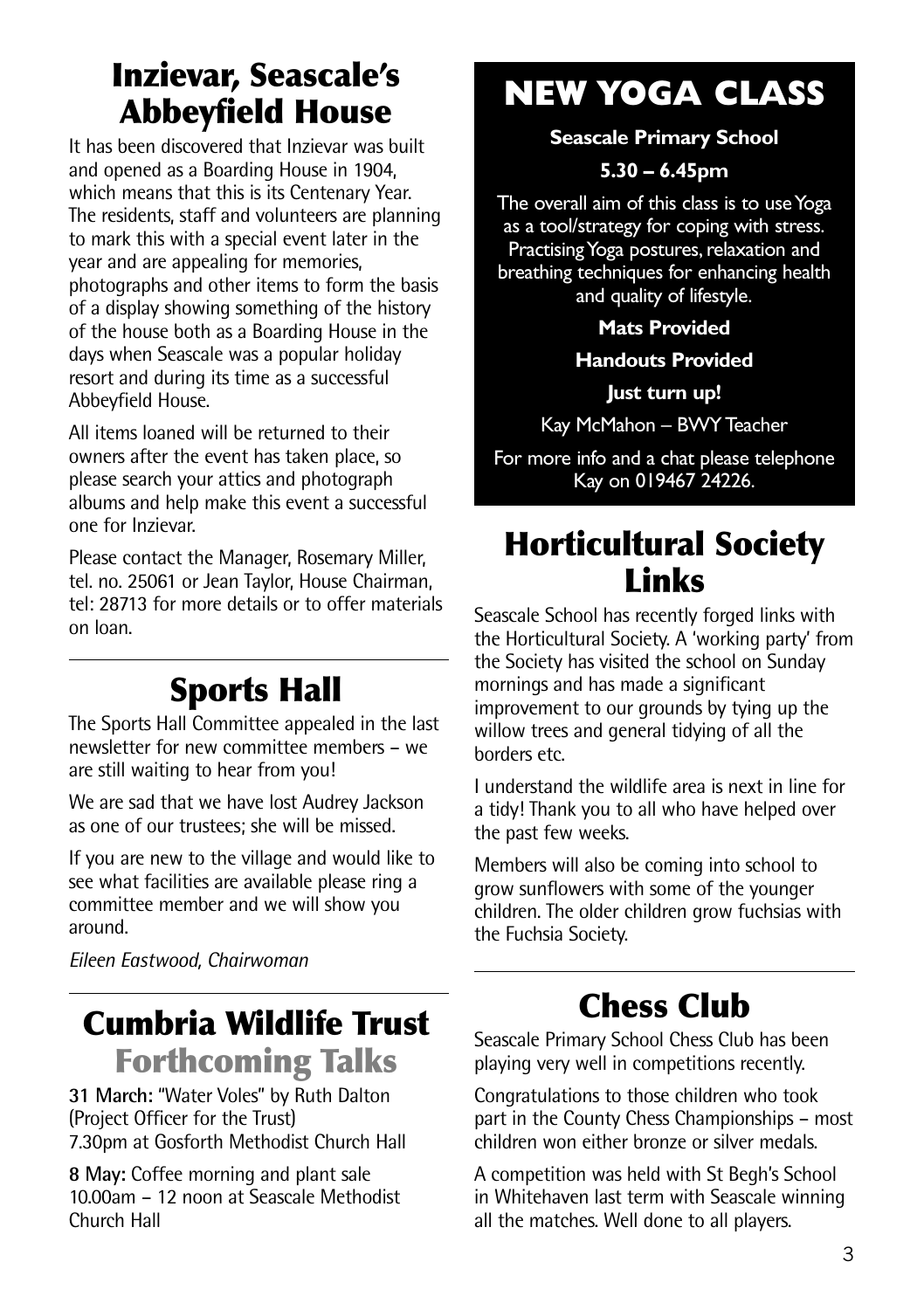## Inzievar, Seascale's Abbeyfield House

It has been discovered that Inzievar was built and opened as a Boarding House in 1904, which means that this is its Centenary Year. The residents, staff and volunteers are planning to mark this with a special event later in the year and are appealing for memories, photographs and other items to form the basis of a display showing something of the history of the house both as a Boarding House in the days when Seascale was a popular holiday resort and during its time as a successful Abbeyfield House.

All items loaned will be returned to their owners after the event has taken place, so please search your attics and photograph albums and help make this event a successful one for Inzievar.

Please contact the Manager, Rosemary Miller, tel. no. 25061 or Jean Taylor, House Chairman, tel: 28713 for more details or to offer materials on loan.

## Sports Hall

The Sports Hall Committee appealed in the last newsletter for new committee members – we are still waiting to hear from you!

We are sad that we have lost Audrey Jackson as one of our trustees; she will be missed.

If you are new to the village and would like to see what facilities are available please ring a committee member and we will show you around.

*Eileen Eastwood, Chairwoman*

## Cumbria Wildlife Trust

### Forthcoming Talks

**31 March:** "Water Voles" by Ruth Dalton (Project Officer for the Trust)
7.30pm at Gosforth Methodist Church Hall

**8 May:** Coffee morning and plant sale 10.00am – 12 noon at Seascale Methodist Church Hall

## NEW YOGA CLASS

**Seascale Primary School**

**5.30 – 6.45pm**

The overall aim of this class is to use Yoga as a tool/strategy for coping with stress. Practising Yoga postures, relaxation and breathing techniques for enhancing health and quality of lifestyle.

**Mats Provided**

**Handouts Provided**

**Just turn up!**

Kay McMahon – BWY Teacher

For more info and a chat please telephone Kay on 019467 24226.

## Horticultural Society Links

Seascale School has recently forged links with the Horticultural Society. A 'working party' from the Society has visited the school on Sunday mornings and has made a significant improvement to our grounds by tying up the willow trees and general tidying of all the borders etc.

I understand the wildlife area is next in line for a tidy! Thank you to all who have helped over the past few weeks.

Members will also be coming into school to grow sunflowers with some of the younger children. The older children grow fuchsias with the Fuchsia Society.

## Chess Club

Seascale Primary School Chess Club has been playing very well in competitions recently.

Congratulations to those children who took part in the County Chess Championships – most children won either bronze or silver medals.

A competition was held with St Begh's School in Whitehaven last term with Seascale winning all the matches. Well done to all players.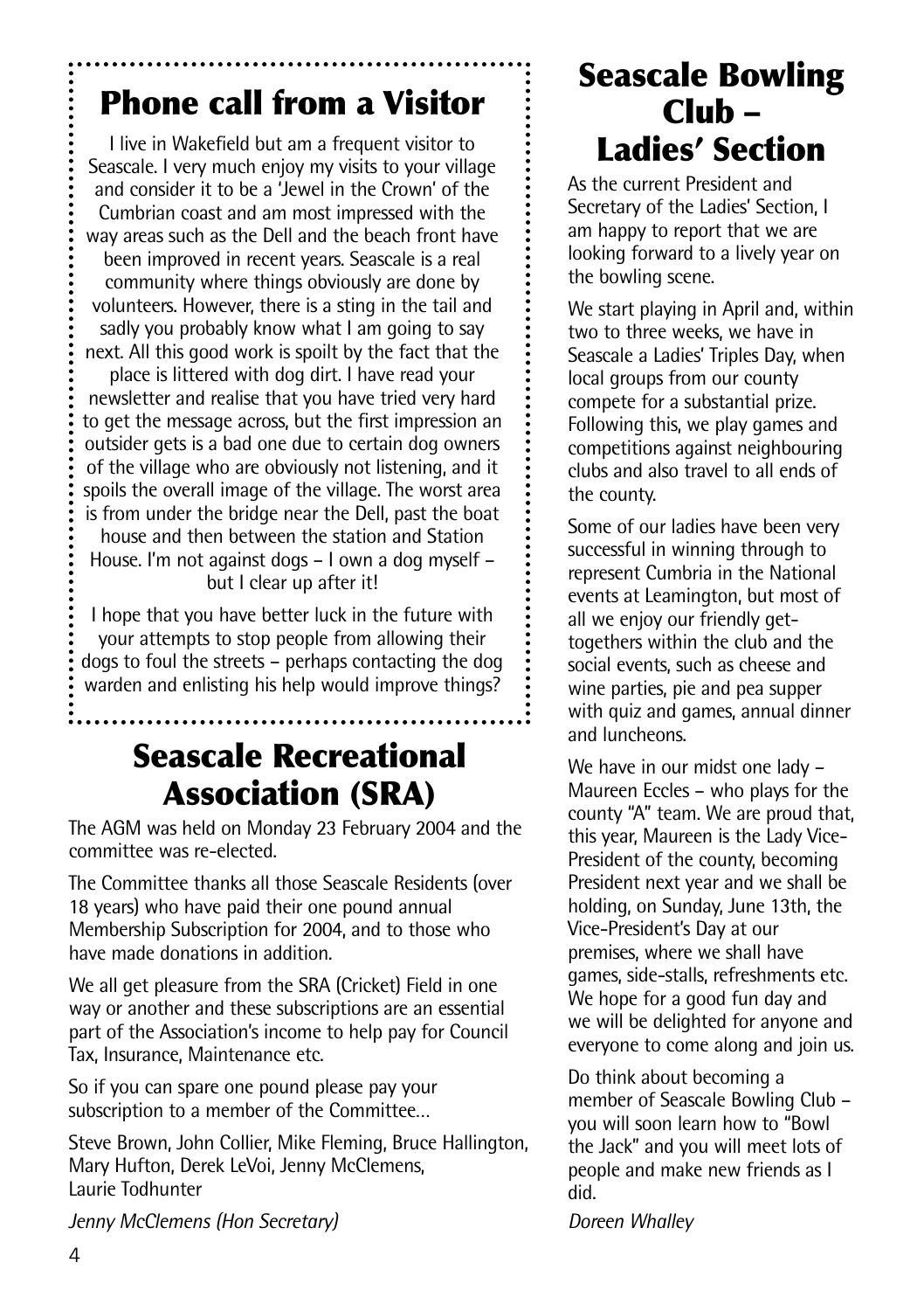## Phone call from a Visitor

I live in Wakefield but am a frequent visitor to Seascale. I very much enjoy my visits to your village and consider it to be a 'Jewel in the Crown' of the Cumbrian coast and am most impressed with the way areas such as the Dell and the beach front have been improved in recent years. Seascale is a real community where things obviously are done by volunteers. However, there is a sting in the tail and sadly you probably know what I am going to say next. All this good work is spoilt by the fact that the place is littered with dog dirt. I have read your newsletter and realise that you have tried very hard to get the message across, but the first impression an outsider gets is a bad one due to certain dog owners of the village who are obviously not listening, and it spoils the overall image of the village. The worst area is from under the bridge near the Dell, past the boat house and then between the station and Station House. I'm not against dogs – I own a dog myself – but I clear up after it!

I hope that you have better luck in the future with your attempts to stop people from allowing their dogs to foul the streets – perhaps contacting the dog warden and enlisting his help would improve things?

## Seascale Recreational Association (SRA)

The AGM was held on Monday 23 February 2004 and the committee was re-elected.

The Committee thanks all those Seascale Residents (over 18 years) who have paid their one pound annual Membership Subscription for 2004, and to those who have made donations in addition.

We all get pleasure from the SRA (Cricket) Field in one way or another and these subscriptions are an essential part of the Association's income to help pay for Council Tax, Insurance, Maintenance etc.

So if you can spare one pound please pay your subscription to a member of the Committee…

Steve Brown, John Collier, Mike Fleming, Bruce Hallington, Mary Hufton, Derek LeVoi, Jenny McClemens, Laurie Todhunter

*Jenny McClemens (Hon Secretary)*

## Seascale Bowling Club – Ladies' Section

As the current President and Secretary of the Ladies' Section, I am happy to report that we are looking forward to a lively year on the bowling scene.

We start playing in April and, within two to three weeks, we have in Seascale a Ladies' Triples Day, when local groups from our county compete for a substantial prize. Following this, we play games and competitions against neighbouring clubs and also travel to all ends of the county.

Some of our ladies have been very successful in winning through to represent Cumbria in the National events at Leamington, but most of all we enjoy our friendly get-togethers within the club and the social events, such as cheese and wine parties, pie and pea supper with quiz and games, annual dinner and luncheons.

We have in our midst one lady – Maureen Eccles – who plays for the county "A" team. We are proud that, this year, Maureen is the Lady Vice-President of the county, becoming President next year and we shall be holding, on Sunday, June 13th, the Vice-President's Day at our premises, where we shall have games, side-stalls, refreshments etc. We hope for a good fun day and we will be delighted for anyone and everyone to come along and join us.

Do think about becoming a member of Seascale Bowling Club – you will soon learn how to "Bowl the Jack" and you will meet lots of people and make new friends as I did.

*Doreen Whalley*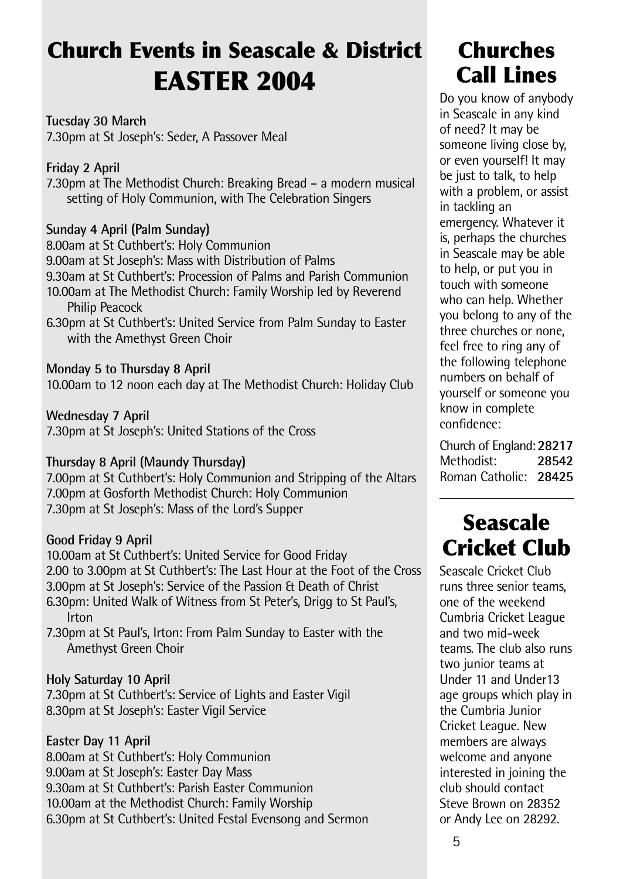# Church Events in Seascale & District EASTER 2004

**Tuesday 30 March**
7.30pm at St Joseph's: Seder, A Passover Meal

**Friday 2 April**
7.30pm at The Methodist Church: Breaking Bread – a modern musical setting of Holy Communion, with The Celebration Singers

**Sunday 4 April (Palm Sunday)**
8.00am at St Cuthbert's: Holy Communion
9.00am at St Joseph's: Mass with Distribution of Palms
9.30am at St Cuthbert's: Procession of Palms and Parish Communion
10.00am at The Methodist Church: Family Worship led by Reverend Philip Peacock
6.30pm at St Cuthbert's: United Service from Palm Sunday to Easter with the Amethyst Green Choir

**Monday 5 to Thursday 8 April**
10.00am to 12 noon each day at The Methodist Church: Holiday Club

**Wednesday 7 April**
7.30pm at St Joseph's: United Stations of the Cross

**Thursday 8 April (Maundy Thursday)**
7.00pm at St Cuthbert's: Holy Communion and Stripping of the Altars
7.00pm at Gosforth Methodist Church: Holy Communion
7.30pm at St Joseph's: Mass of the Lord's Supper

**Good Friday 9 April**
10.00am at St Cuthbert's: United Service for Good Friday
2.00 to 3.00pm at St Cuthbert's: The Last Hour at the Foot of the Cross
3.00pm at St Joseph's: Service of the Passion & Death of Christ
6.30pm: United Walk of Witness from St Peter's, Drigg to St Paul's, Irton
7.30pm at St Paul's, Irton: From Palm Sunday to Easter with the Amethyst Green Choir

**Holy Saturday 10 April**
7.30pm at St Cuthbert's: Service of Lights and Easter Vigil
8.30pm at St Joseph's: Easter Vigil Service

**Easter Day 11 April**
8.00am at St Cuthbert's: Holy Communion
9.00am at St Joseph's: Easter Day Mass
9.30am at St Cuthbert's: Parish Easter Communion
10.00am at the Methodist Church: Family Worship
6.30pm at St Cuthbert's: United Festal Evensong and Sermon

# Churches Call Lines

Do you know of anybody in Seascale in any kind of need? It may be someone living close by, or even yourself! It may be just to talk, to help with a problem, or assist in tackling an emergency. Whatever it is, perhaps the churches in Seascale may be able to help, or put you in touch with someone who can help. Whether you belong to any of the three churches or none, feel free to ring any of the following telephone numbers on behalf of yourself or someone you know in complete confidence:

Church of England: **28217**
Methodist: **28542**
Roman Catholic: **28425**

# Seascale Cricket Club

Seascale Cricket Club runs three senior teams, one of the weekend Cumbria Cricket League and two mid-week teams. The club also runs two junior teams at Under 11 and Under13 age groups which play in the Cumbria Junior Cricket League. New members are always welcome and anyone interested in joining the club should contact Steve Brown on 28352 or Andy Lee on 28292.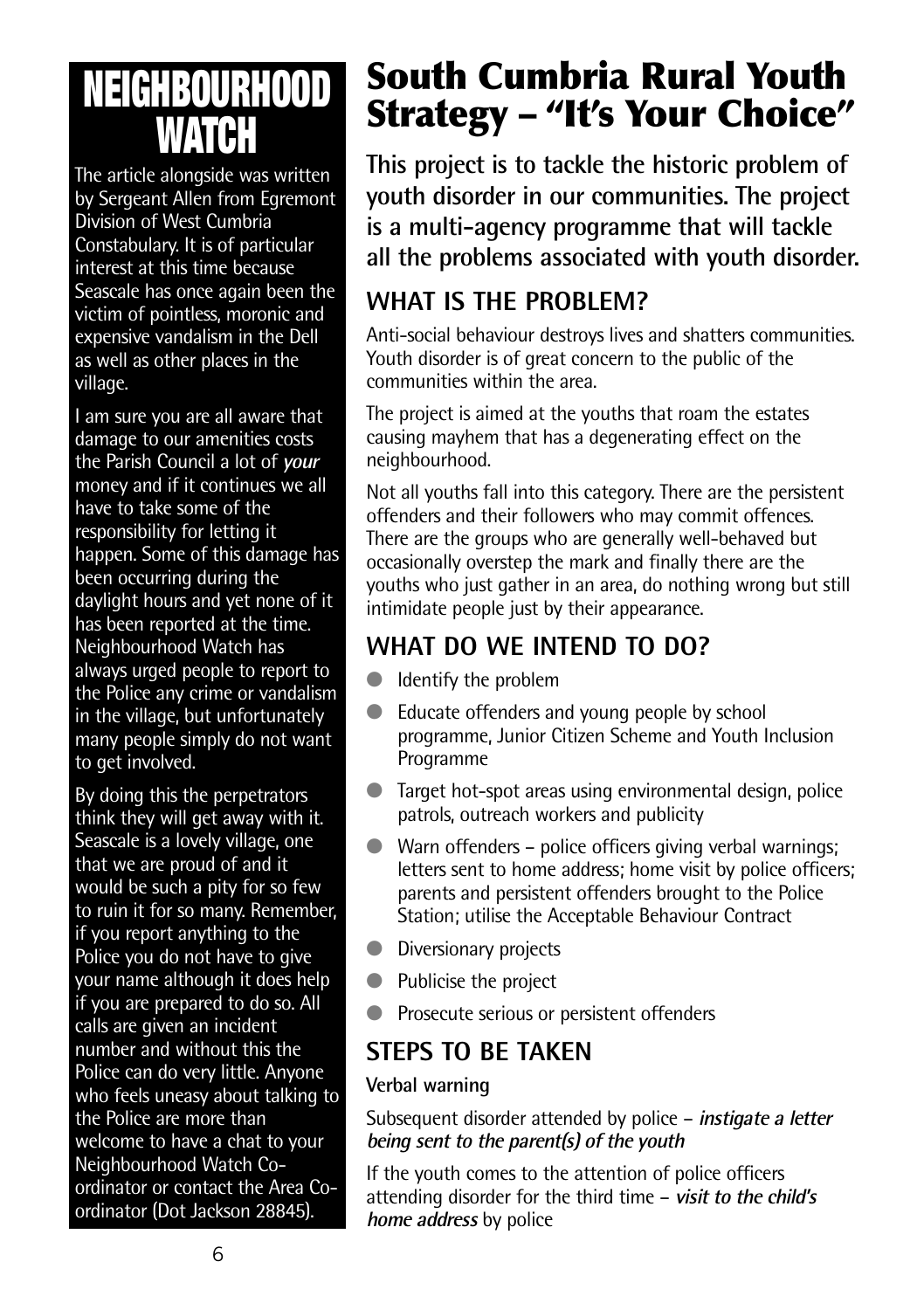# NEIGHBOURHOOD WATCH

The article alongside was written by Sergeant Allen from Egremont Division of West Cumbria Constabulary. It is of particular interest at this time because Seascale has once again been the victim of pointless, moronic and expensive vandalism in the Dell as well as other places in the village.

I am sure you are all aware that damage to our amenities costs the Parish Council a lot of ***your*** money and if it continues we all have to take some of the responsibility for letting it happen. Some of this damage has been occurring during the daylight hours and yet none of it has been reported at the time. Neighbourhood Watch has always urged people to report to the Police any crime or vandalism in the village, but unfortunately many people simply do not want to get involved.

By doing this the perpetrators think they will get away with it. Seascale is a lovely village, one that we are proud of and it would be such a pity for so few to ruin it for so many. Remember, if you report anything to the Police you do not have to give your name although it does help if you are prepared to do so. All calls are given an incident number and without this the Police can do very little. Anyone who feels uneasy about talking to the Police are more than welcome to have a chat to your Neighbourhood Watch Co-ordinator or contact the Area Co-ordinator (Dot Jackson 28845).

# South Cumbria Rural Youth Strategy – "It's Your Choice"

**This project is to tackle the historic problem of youth disorder in our communities. The project is a multi-agency programme that will tackle all the problems associated with youth disorder.**

## WHAT IS THE PROBLEM?

Anti-social behaviour destroys lives and shatters communities. Youth disorder is of great concern to the public of the communities within the area.

The project is aimed at the youths that roam the estates causing mayhem that has a degenerating effect on the neighbourhood.

Not all youths fall into this category. There are the persistent offenders and their followers who may commit offences. There are the groups who are generally well-behaved but occasionally overstep the mark and finally there are the youths who just gather in an area, do nothing wrong but still intimidate people just by their appearance.

## WHAT DO WE INTEND TO DO?

- Identify the problem
- Educate offenders and young people by school programme, Junior Citizen Scheme and Youth Inclusion Programme
- Target hot-spot areas using environmental design, police patrols, outreach workers and publicity
- Warn offenders – police officers giving verbal warnings; letters sent to home address; home visit by police officers; parents and persistent offenders brought to the Police Station; utilise the Acceptable Behaviour Contract
- Diversionary projects
- Publicise the project
- Prosecute serious or persistent offenders

## STEPS TO BE TAKEN

**Verbal warning**

Subsequent disorder attended by police – ***instigate a letter being sent to the parent(s) of the youth***

If the youth comes to the attention of police officers attending disorder for the third time – ***visit to the child's home address*** by police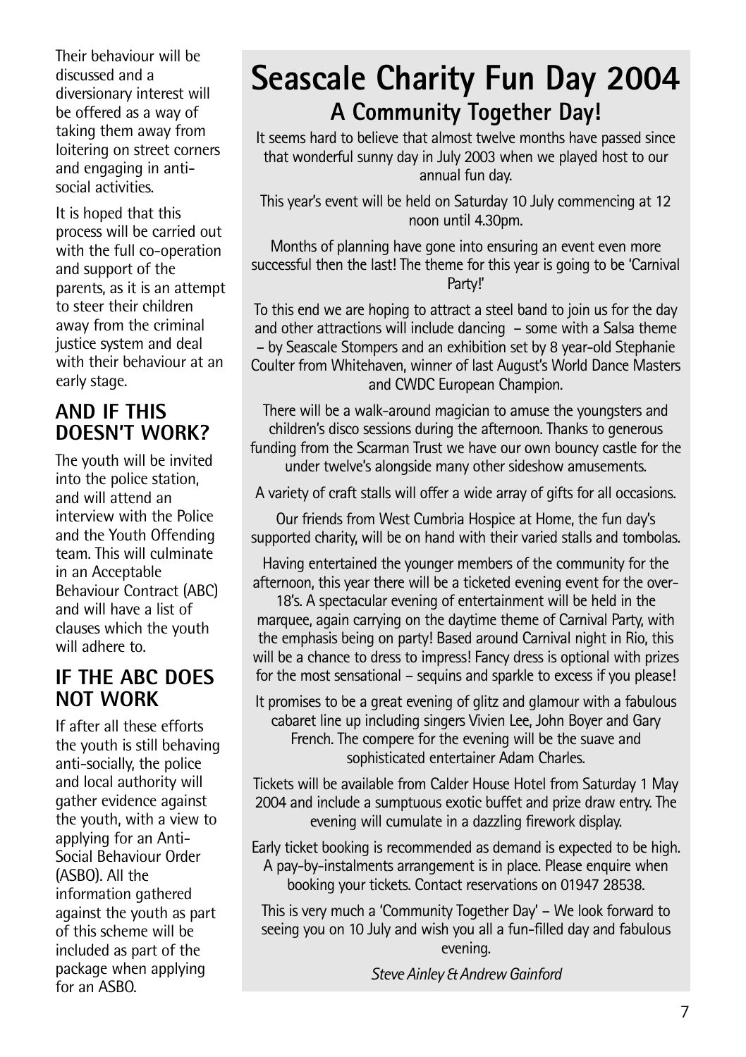Their behaviour will be discussed and a diversionary interest will be offered as a way of taking them away from loitering on street corners and engaging in anti-social activities.

It is hoped that this process will be carried out with the full co-operation and support of the parents, as it is an attempt to steer their children away from the criminal justice system and deal with their behaviour at an early stage.

## AND IF THIS DOESN'T WORK?

The youth will be invited into the police station, and will attend an interview with the Police and the Youth Offending team. This will culminate in an Acceptable Behaviour Contract (ABC) and will have a list of clauses which the youth will adhere to.

## IF THE ABC DOES NOT WORK

If after all these efforts the youth is still behaving anti-socially, the police and local authority will gather evidence against the youth, with a view to applying for an Anti-Social Behaviour Order (ASBO). All the information gathered against the youth as part of this scheme will be included as part of the package when applying for an ASBO.

# Seascale Charity Fun Day 2004

## A Community Together Day!

It seems hard to believe that almost twelve months have passed since that wonderful sunny day in July 2003 when we played host to our annual fun day.

This year's event will be held on Saturday 10 July commencing at 12 noon until 4.30pm.

Months of planning have gone into ensuring an event even more successful then the last! The theme for this year is going to be 'Carnival Party!'

To this end we are hoping to attract a steel band to join us for the day and other attractions will include dancing – some with a Salsa theme – by Seascale Stompers and an exhibition set by 8 year-old Stephanie Coulter from Whitehaven, winner of last August's World Dance Masters and CWDC European Champion.

There will be a walk-around magician to amuse the youngsters and children's disco sessions during the afternoon. Thanks to generous funding from the Scarman Trust we have our own bouncy castle for the under twelve's alongside many other sideshow amusements.

A variety of craft stalls will offer a wide array of gifts for all occasions.

Our friends from West Cumbria Hospice at Home, the fun day's supported charity, will be on hand with their varied stalls and tombolas.

Having entertained the younger members of the community for the afternoon, this year there will be a ticketed evening event for the over-18's. A spectacular evening of entertainment will be held in the marquee, again carrying on the daytime theme of Carnival Party, with the emphasis being on party! Based around Carnival night in Rio, this will be a chance to dress to impress! Fancy dress is optional with prizes for the most sensational – sequins and sparkle to excess if you please!

It promises to be a great evening of glitz and glamour with a fabulous cabaret line up including singers Vivien Lee, John Boyer and Gary French. The compere for the evening will be the suave and sophisticated entertainer Adam Charles.

Tickets will be available from Calder House Hotel from Saturday 1 May 2004 and include a sumptuous exotic buffet and prize draw entry. The evening will cumulate in a dazzling firework display.

Early ticket booking is recommended as demand is expected to be high. A pay-by-instalments arrangement is in place. Please enquire when booking your tickets. Contact reservations on 01947 28538.

This is very much a 'Community Together Day' – We look forward to seeing you on 10 July and wish you all a fun-filled day and fabulous evening.

*Steve Ainley & Andrew Gainford*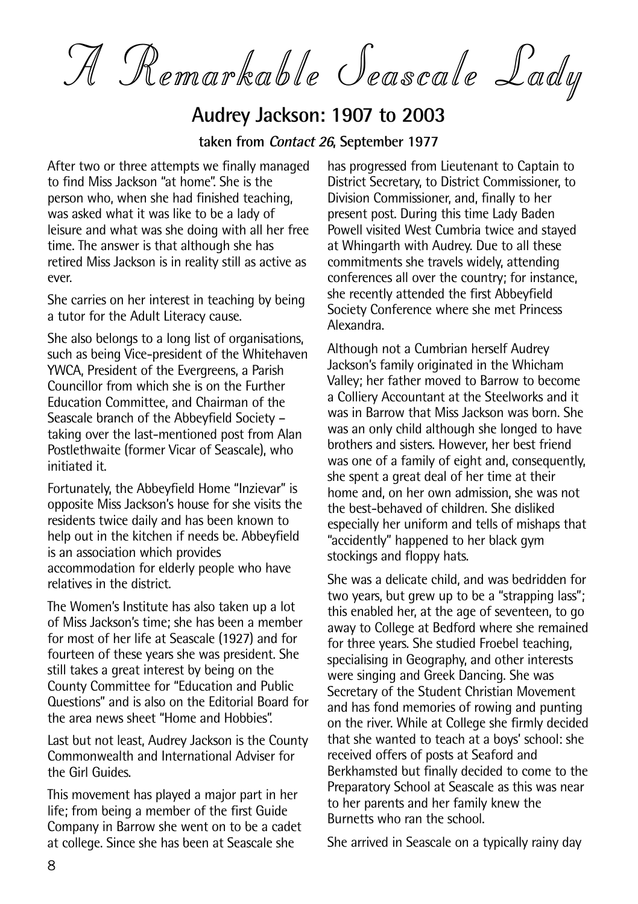# A Remarkable Seascale Lady

## Audrey Jackson: 1907 to 2003

**taken from *Contact 26*, September 1977**

After two or three attempts we finally managed to find Miss Jackson "at home". She is the person who, when she had finished teaching, was asked what it was like to be a lady of leisure and what was she doing with all her free time. The answer is that although she has retired Miss Jackson is in reality still as active as ever.

She carries on her interest in teaching by being a tutor for the Adult Literacy cause.

She also belongs to a long list of organisations, such as being Vice-president of the Whitehaven YWCA, President of the Evergreens, a Parish Councillor from which she is on the Further Education Committee, and Chairman of the Seascale branch of the Abbeyfield Society – taking over the last-mentioned post from Alan Postlethwaite (former Vicar of Seascale), who initiated it.

Fortunately, the Abbeyfield Home "Inzievar" is opposite Miss Jackson's house for she visits the residents twice daily and has been known to help out in the kitchen if needs be. Abbeyfield is an association which provides accommodation for elderly people who have relatives in the district.

The Women's Institute has also taken up a lot of Miss Jackson's time; she has been a member for most of her life at Seascale (1927) and for fourteen of these years she was president. She still takes a great interest by being on the County Committee for "Education and Public Questions" and is also on the Editorial Board for the area news sheet "Home and Hobbies".

Last but not least, Audrey Jackson is the County Commonwealth and International Adviser for the Girl Guides.

This movement has played a major part in her life; from being a member of the first Guide Company in Barrow she went on to be a cadet at college. Since she has been at Seascale she has progressed from Lieutenant to Captain to District Secretary, to District Commissioner, to Division Commissioner, and, finally to her present post. During this time Lady Baden Powell visited West Cumbria twice and stayed at Whingarth with Audrey. Due to all these commitments she travels widely, attending conferences all over the country; for instance, she recently attended the first Abbeyfield Society Conference where she met Princess Alexandra.

Although not a Cumbrian herself Audrey Jackson's family originated in the Whicham Valley; her father moved to Barrow to become a Colliery Accountant at the Steelworks and it was in Barrow that Miss Jackson was born. She was an only child although she longed to have brothers and sisters. However, her best friend was one of a family of eight and, consequently, she spent a great deal of her time at their home and, on her own admission, she was not the best-behaved of children. She disliked especially her uniform and tells of mishaps that "accidently" happened to her black gym stockings and floppy hats.

She was a delicate child, and was bedridden for two years, but grew up to be a "strapping lass"; this enabled her, at the age of seventeen, to go away to College at Bedford where she remained for three years. She studied Froebel teaching, specialising in Geography, and other interests were singing and Greek Dancing. She was Secretary of the Student Christian Movement and has fond memories of rowing and punting on the river. While at College she firmly decided that she wanted to teach at a boys' school: she received offers of posts at Seaford and Berkhamsted but finally decided to come to the Preparatory School at Seascale as this was near to her parents and her family knew the Burnetts who ran the school.

She arrived in Seascale on a typically rainy day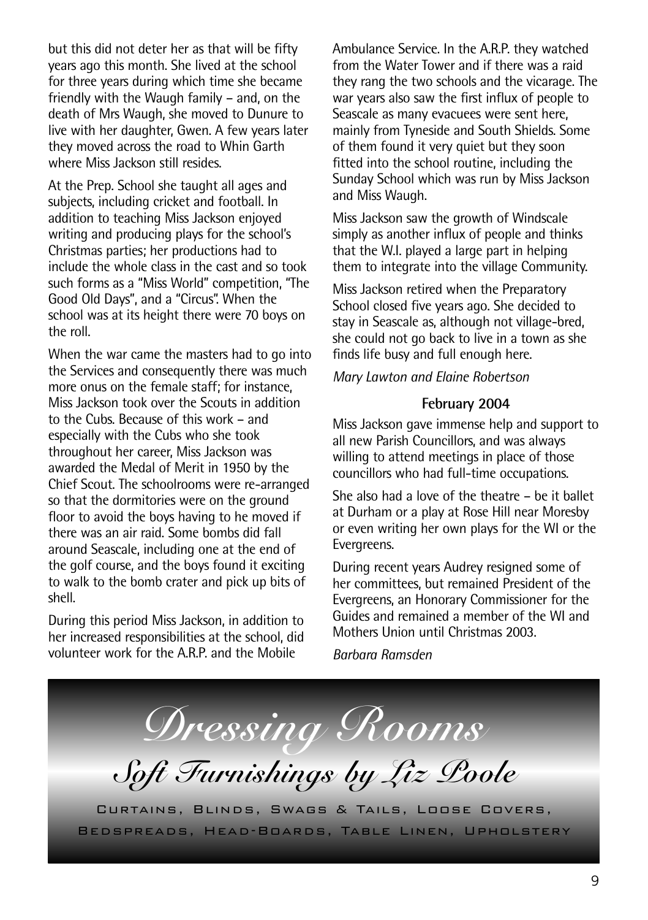but this did not deter her as that will be fifty years ago this month. She lived at the school for three years during which time she became friendly with the Waugh family – and, on the death of Mrs Waugh, she moved to Dunure to live with her daughter, Gwen. A few years later they moved across the road to Whin Garth where Miss Jackson still resides.

At the Prep. School she taught all ages and subjects, including cricket and football. In addition to teaching Miss Jackson enjoyed writing and producing plays for the school's Christmas parties; her productions had to include the whole class in the cast and so took such forms as a "Miss World" competition, "The Good Old Days", and a "Circus". When the school was at its height there were 70 boys on the roll.

When the war came the masters had to go into the Services and consequently there was much more onus on the female staff; for instance, Miss Jackson took over the Scouts in addition to the Cubs. Because of this work – and especially with the Cubs who she took throughout her career, Miss Jackson was awarded the Medal of Merit in 1950 by the Chief Scout. The schoolrooms were re-arranged so that the dormitories were on the ground floor to avoid the boys having to he moved if there was an air raid. Some bombs did fall around Seascale, including one at the end of the golf course, and the boys found it exciting to walk to the bomb crater and pick up bits of shell.

During this period Miss Jackson, in addition to her increased responsibilities at the school, did volunteer work for the A.R.P. and the Mobile Ambulance Service. In the A.R.P. they watched from the Water Tower and if there was a raid they rang the two schools and the vicarage. The war years also saw the first influx of people to Seascale as many evacuees were sent here, mainly from Tyneside and South Shields. Some of them found it very quiet but they soon fitted into the school routine, including the Sunday School which was run by Miss Jackson and Miss Waugh.

Miss Jackson saw the growth of Windscale simply as another influx of people and thinks that the W.I. played a large part in helping them to integrate into the village Community.

Miss Jackson retired when the Preparatory School closed five years ago. She decided to stay in Seascale as, although not village-bred, she could not go back to live in a town as she finds life busy and full enough here.

*Mary Lawton and Elaine Robertson*

**February 2004**

Miss Jackson gave immense help and support to all new Parish Councillors, and was always willing to attend meetings in place of those councillors who had full-time occupations.

She also had a love of the theatre – be it ballet at Durham or a play at Rose Hill near Moresby or even writing her own plays for the WI or the Evergreens.

During recent years Audrey resigned some of her committees, but remained President of the Evergreens, an Honorary Commissioner for the Guides and remained a member of the WI and Mothers Union until Christmas 2003.

*Barbara Ramsden*

---

*Dressing Rooms*

*Soft Furnishings by Liz Poole*

CURTAINS, BLINDS, SWAGS & TAILS, LOOSE COVERS, BEDSPREADS, HEAD-BOARDS, TABLE LINEN, UPHOLSTERY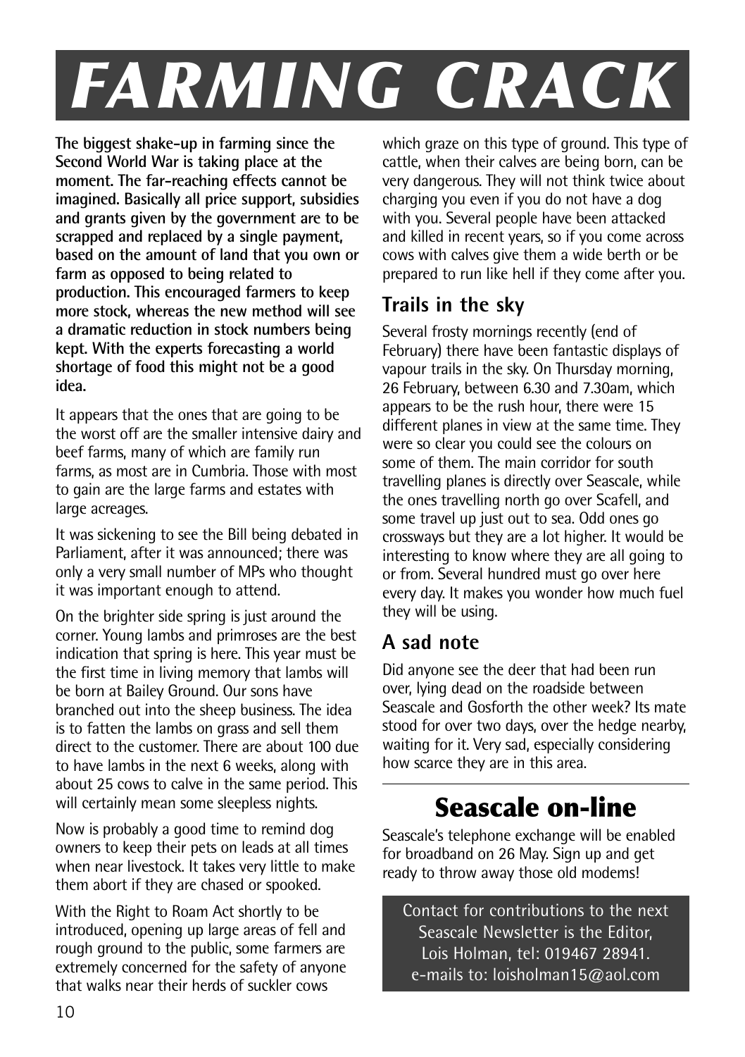# *FARMING CRACK*

**The biggest shake-up in farming since the Second World War is taking place at the moment. The far-reaching effects cannot be imagined. Basically all price support, subsidies and grants given by the government are to be scrapped and replaced by a single payment, based on the amount of land that you own or farm as opposed to being related to production. This encouraged farmers to keep more stock, whereas the new method will see a dramatic reduction in stock numbers being kept. With the experts forecasting a world shortage of food this might not be a good idea.**

It appears that the ones that are going to be the worst off are the smaller intensive dairy and beef farms, many of which are family run farms, as most are in Cumbria. Those with most to gain are the large farms and estates with large acreages.

It was sickening to see the Bill being debated in Parliament, after it was announced; there was only a very small number of MPs who thought it was important enough to attend.

On the brighter side spring is just around the corner. Young lambs and primroses are the best indication that spring is here. This year must be the first time in living memory that lambs will be born at Bailey Ground. Our sons have branched out into the sheep business. The idea is to fatten the lambs on grass and sell them direct to the customer. There are about 100 due to have lambs in the next 6 weeks, along with about 25 cows to calve in the same period. This will certainly mean some sleepless nights.

Now is probably a good time to remind dog owners to keep their pets on leads at all times when near livestock. It takes very little to make them abort if they are chased or spooked.

With the Right to Roam Act shortly to be introduced, opening up large areas of fell and rough ground to the public, some farmers are extremely concerned for the safety of anyone that walks near their herds of suckler cows which graze on this type of ground. This type of cattle, when their calves are being born, can be very dangerous. They will not think twice about charging you even if you do not have a dog with you. Several people have been attacked and killed in recent years, so if you come across cows with calves give them a wide berth or be prepared to run like hell if they come after you.

## Trails in the sky

Several frosty mornings recently (end of February) there have been fantastic displays of vapour trails in the sky. On Thursday morning, 26 February, between 6.30 and 7.30am, which appears to be the rush hour, there were 15 different planes in view at the same time. They were so clear you could see the colours on some of them. The main corridor for south travelling planes is directly over Seascale, while the ones travelling north go over Scafell, and some travel up just out to sea. Odd ones go crossways but they are a lot higher. It would be interesting to know where they are all going to or from. Several hundred must go over here every day. It makes you wonder how much fuel they will be using.

## A sad note

Did anyone see the deer that had been run over, lying dead on the roadside between Seascale and Gosforth the other week? Its mate stood for over two days, over the hedge nearby, waiting for it. Very sad, especially considering how scarce they are in this area.

---

# Seascale on-line

Seascale's telephone exchange will be enabled for broadband on 26 May. Sign up and get ready to throw away those old modems!

Contact for contributions to the next Seascale Newsletter is the Editor, Lois Holman, tel: 019467 28941.
e-mails to: loisholman15@aol.com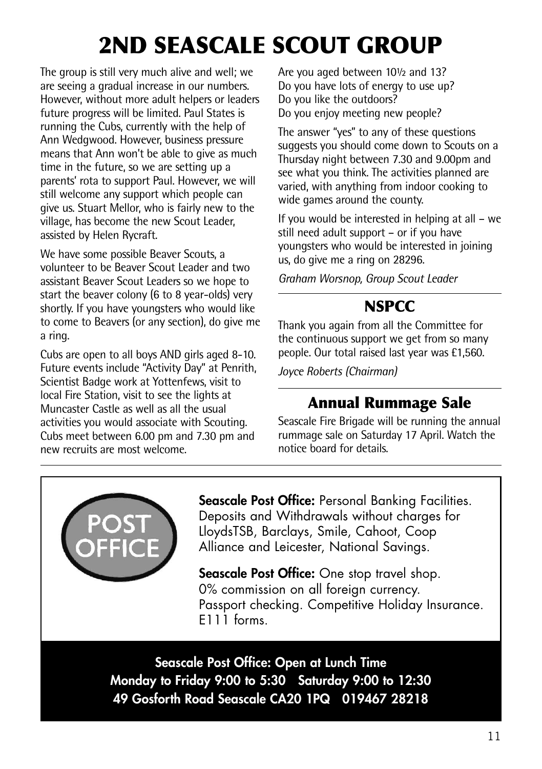# 2ND SEASCALE SCOUT GROUP

The group is still very much alive and well; we are seeing a gradual increase in our numbers. However, without more adult helpers or leaders future progress will be limited. Paul States is running the Cubs, currently with the help of Ann Wedgwood. However, business pressure means that Ann won't be able to give as much time in the future, so we are setting up a parents' rota to support Paul. However, we will still welcome any support which people can give us. Stuart Mellor, who is fairly new to the village, has become the new Scout Leader, assisted by Helen Rycraft.

We have some possible Beaver Scouts, a volunteer to be Beaver Scout Leader and two assistant Beaver Scout Leaders so we hope to start the beaver colony (6 to 8 year-olds) very shortly. If you have youngsters who would like to come to Beavers (or any section), do give me a ring.

Cubs are open to all boys AND girls aged 8-10. Future events include "Activity Day" at Penrith, Scientist Badge work at Yottenfews, visit to local Fire Station, visit to see the lights at Muncaster Castle as well as all the usual activities you would associate with Scouting. Cubs meet between 6.00 pm and 7.30 pm and new recruits are most welcome.

Are you aged between 10½ and 13?
Do you have lots of energy to use up?
Do you like the outdoors?
Do you enjoy meeting new people?

The answer "yes" to any of these questions suggests you should come down to Scouts on a Thursday night between 7.30 and 9.00pm and see what you think. The activities planned are varied, with anything from indoor cooking to wide games around the county.

If you would be interested in helping at all – we still need adult support – or if you have youngsters who would be interested in joining us, do give me a ring on 28296.

*Graham Worsnop, Group Scout Leader*

## NSPCC

Thank you again from all the Committee for the continuous support we get from so many people. Our total raised last year was £1,560.

*Joyce Roberts (Chairman)*

## Annual Rummage Sale

Seascale Fire Brigade will be running the annual rummage sale on Saturday 17 April. Watch the notice board for details.

POST OFFICE

**Seascale Post Office:** Personal Banking Facilities. Deposits and Withdrawals without charges for LloydsTSB, Barclays, Smile, Cahoot, Coop Alliance and Leicester, National Savings.

**Seascale Post Office:** One stop travel shop. 0% commission on all foreign currency. Passport checking. Competitive Holiday Insurance. E111 forms.

**Seascale Post Office: Open at Lunch Time**
**Monday to Friday 9:00 to 5:30 Saturday 9:00 to 12:30**
**49 Gosforth Road Seascale CA20 1PQ 019467 28218**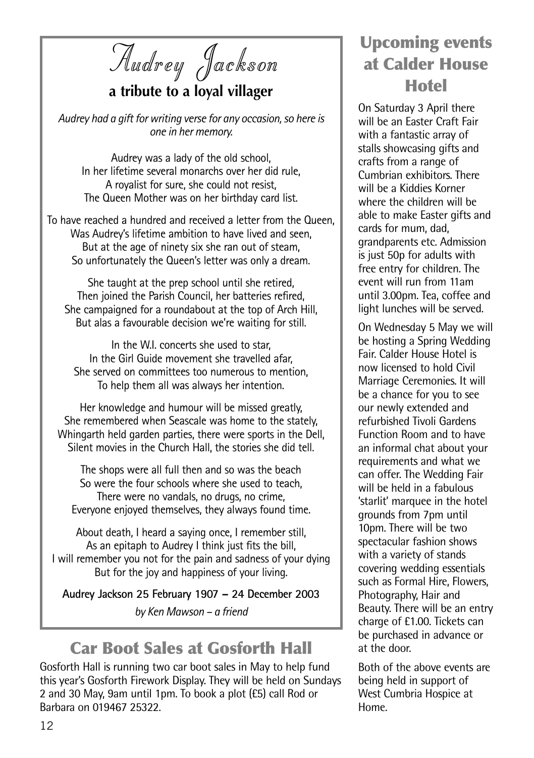# Audrey Jackson

## a tribute to a loyal villager

*Audrey had a gift for writing verse for any occasion, so here is one in her memory.*

Audrey was a lady of the old school,
In her lifetime several monarchs over her did rule,
A royalist for sure, she could not resist,
The Queen Mother was on her birthday card list.

To have reached a hundred and received a letter from the Queen,
Was Audrey's lifetime ambition to have lived and seen,
But at the age of ninety six she ran out of steam,
So unfortunately the Queen's letter was only a dream.

She taught at the prep school until she retired,
Then joined the Parish Council, her batteries refired,
She campaigned for a roundabout at the top of Arch Hill,
But alas a favourable decision we're waiting for still.

In the W.I. concerts she used to star,
In the Girl Guide movement she travelled afar,
She served on committees too numerous to mention,
To help them all was always her intention.

Her knowledge and humour will be missed greatly,
She remembered when Seascale was home to the stately,
Whingarth held garden parties, there were sports in the Dell,
Silent movies in the Church Hall, the stories she did tell.

The shops were all full then and so was the beach
So were the four schools where she used to teach,
There were no vandals, no drugs, no crime,
Everyone enjoyed themselves, they always found time.

About death, I heard a saying once, I remember still,
As an epitaph to Audrey I think just fits the bill,
I will remember you not for the pain and sadness of your dying
But for the joy and happiness of your living.

**Audrey Jackson 25 February 1907 – 24 December 2003**

*by Ken Mawson – a friend*

## Car Boot Sales at Gosforth Hall

Gosforth Hall is running two car boot sales in May to help fund this year's Gosforth Firework Display. They will be held on Sundays 2 and 30 May, 9am until 1pm. To book a plot (£5) call Rod or Barbara on 019467 25322.

## Upcoming events at Calder House Hotel

On Saturday 3 April there will be an Easter Craft Fair with a fantastic array of stalls showcasing gifts and crafts from a range of Cumbrian exhibitors. There will be a Kiddies Korner where the children will be able to make Easter gifts and cards for mum, dad, grandparents etc. Admission is just 50p for adults with free entry for children. The event will run from 11am until 3.00pm. Tea, coffee and light lunches will be served.

On Wednesday 5 May we will be hosting a Spring Wedding Fair. Calder House Hotel is now licensed to hold Civil Marriage Ceremonies. It will be a chance for you to see our newly extended and refurbished Tivoli Gardens Function Room and to have an informal chat about your requirements and what we can offer. The Wedding Fair will be held in a fabulous 'starlit' marquee in the hotel grounds from 7pm until 10pm. There will be two spectacular fashion shows with a variety of stands covering wedding essentials such as Formal Hire, Flowers, Photography, Hair and Beauty. There will be an entry charge of £1.00. Tickets can be purchased in advance or at the door.

Both of the above events are being held in support of West Cumbria Hospice at Home.